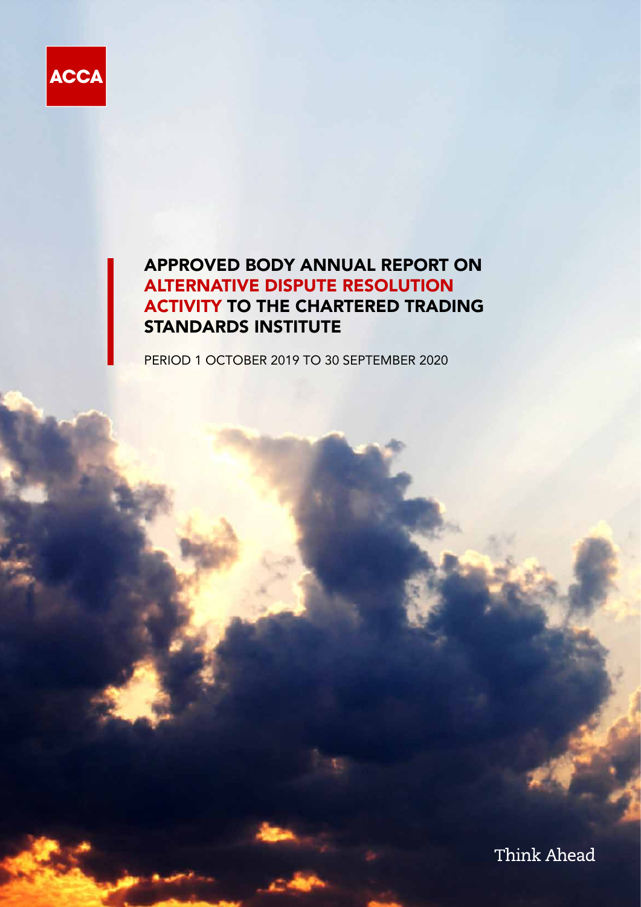ACCA

# APPROVED BODY ANNUAL REPORT ON ALTERNATIVE DISPUTE RESOLUTION ACTIVITY TO THE CHARTERED TRADING STANDARDS INSTITUTE

PERIOD 1 OCTOBER 2019 TO 30 SEPTEMBER 2020

Think Ahead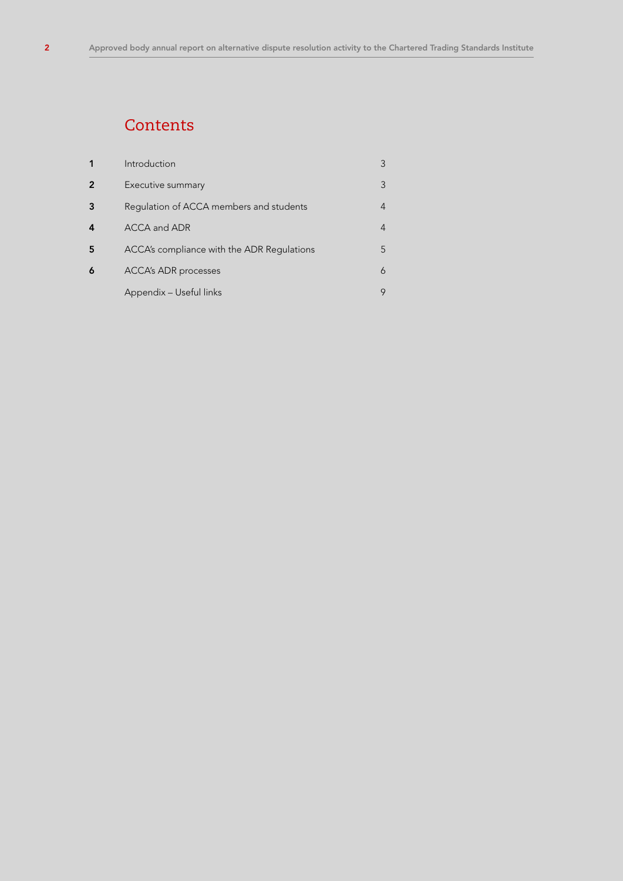# Contents

| | | |
|---|---|---|
| 1 | Introduction | 3 |
| 2 | Executive summary | 3 |
| 3 | Regulation of ACCA members and students | 4 |
| 4 | ACCA and ADR | 4 |
| 5 | ACCA's compliance with the ADR Regulations | 5 |
| 6 | ACCA's ADR processes | 6 |
| | Appendix – Useful links | 9 |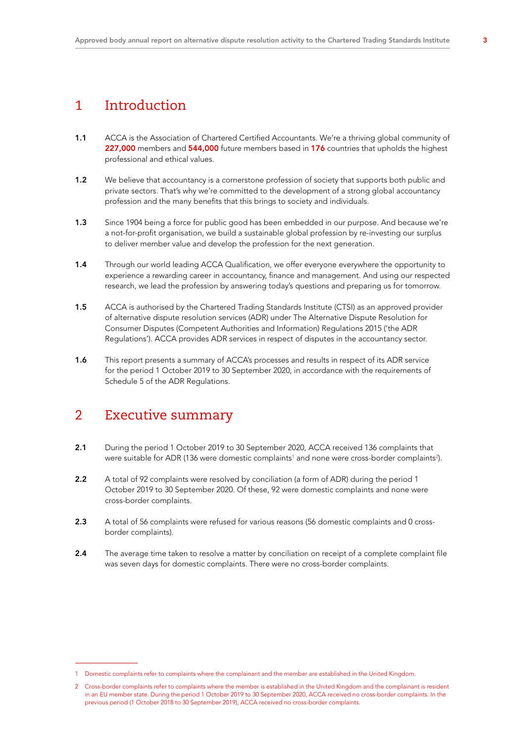## 1 Introduction

**1.1** ACCA is the Association of Chartered Certified Accountants. We're a thriving global community of **227,000** members and **544,000** future members based in **176** countries that upholds the highest professional and ethical values.

**1.2** We believe that accountancy is a cornerstone profession of society that supports both public and private sectors. That's why we're committed to the development of a strong global accountancy profession and the many benefits that this brings to society and individuals.

**1.3** Since 1904 being a force for public good has been embedded in our purpose. And because we're a not-for-profit organisation, we build a sustainable global profession by re-investing our surplus to deliver member value and develop the profession for the next generation.

**1.4** Through our world leading ACCA Qualification, we offer everyone everywhere the opportunity to experience a rewarding career in accountancy, finance and management. And using our respected research, we lead the profession by answering today's questions and preparing us for tomorrow.

**1.5** ACCA is authorised by the Chartered Trading Standards Institute (CTSI) as an approved provider of alternative dispute resolution services (ADR) under The Alternative Dispute Resolution for Consumer Disputes (Competent Authorities and Information) Regulations 2015 ('the ADR Regulations'). ACCA provides ADR services in respect of disputes in the accountancy sector.

**1.6** This report presents a summary of ACCA's processes and results in respect of its ADR service for the period 1 October 2019 to 30 September 2020, in accordance with the requirements of Schedule 5 of the ADR Regulations.

## 2 Executive summary

**2.1** During the period 1 October 2019 to 30 September 2020, ACCA received 136 complaints that were suitable for ADR (136 were domestic complaints[1] and none were cross-border complaints[2]).

**2.2** A total of 92 complaints were resolved by conciliation (a form of ADR) during the period 1 October 2019 to 30 September 2020. Of these, 92 were domestic complaints and none were cross-border complaints.

**2.3** A total of 56 complaints were refused for various reasons (56 domestic complaints and 0 cross-border complaints).

**2.4** The average time taken to resolve a matter by conciliation on receipt of a complete complaint file was seven days for domestic complaints. There were no cross-border complaints.

---

1 Domestic complaints refer to complaints where the complainant and the member are established in the United Kingdom.

2 Cross-border complaints refer to complaints where the member is established in the United Kingdom and the complainant is resident in an EU member state. During the period 1 October 2019 to 30 September 2020, ACCA received no cross-border complaints. In the previous period (1 October 2018 to 30 September 2019), ACCA received no cross-border complaints.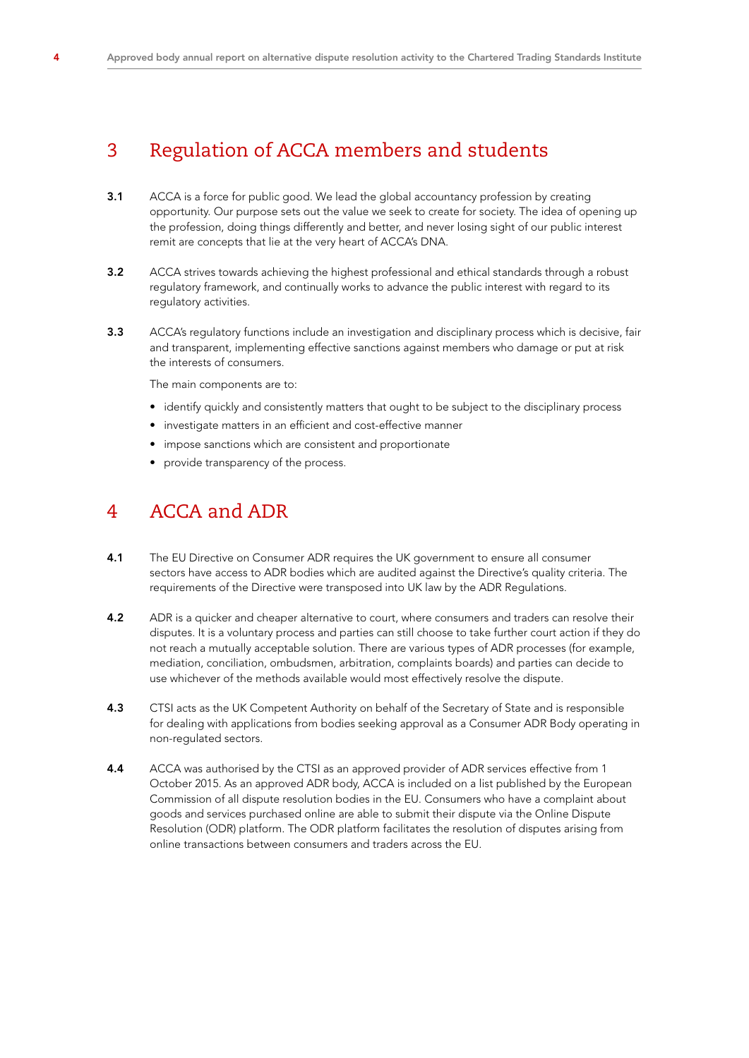## 3 Regulation of ACCA members and students

**3.1** ACCA is a force for public good. We lead the global accountancy profession by creating opportunity. Our purpose sets out the value we seek to create for society. The idea of opening up the profession, doing things differently and better, and never losing sight of our public interest remit are concepts that lie at the very heart of ACCA's DNA.

**3.2** ACCA strives towards achieving the highest professional and ethical standards through a robust regulatory framework, and continually works to advance the public interest with regard to its regulatory activities.

**3.3** ACCA's regulatory functions include an investigation and disciplinary process which is decisive, fair and transparent, implementing effective sanctions against members who damage or put at risk the interests of consumers.

The main components are to:

- identify quickly and consistently matters that ought to be subject to the disciplinary process
- investigate matters in an efficient and cost-effective manner
- impose sanctions which are consistent and proportionate
- provide transparency of the process.

## 4 ACCA and ADR

**4.1** The EU Directive on Consumer ADR requires the UK government to ensure all consumer sectors have access to ADR bodies which are audited against the Directive's quality criteria. The requirements of the Directive were transposed into UK law by the ADR Regulations.

**4.2** ADR is a quicker and cheaper alternative to court, where consumers and traders can resolve their disputes. It is a voluntary process and parties can still choose to take further court action if they do not reach a mutually acceptable solution. There are various types of ADR processes (for example, mediation, conciliation, ombudsmen, arbitration, complaints boards) and parties can decide to use whichever of the methods available would most effectively resolve the dispute.

**4.3** CTSI acts as the UK Competent Authority on behalf of the Secretary of State and is responsible for dealing with applications from bodies seeking approval as a Consumer ADR Body operating in non-regulated sectors.

**4.4** ACCA was authorised by the CTSI as an approved provider of ADR services effective from 1 October 2015. As an approved ADR body, ACCA is included on a list published by the European Commission of all dispute resolution bodies in the EU. Consumers who have a complaint about goods and services purchased online are able to submit their dispute via the Online Dispute Resolution (ODR) platform. The ODR platform facilitates the resolution of disputes arising from online transactions between consumers and traders across the EU.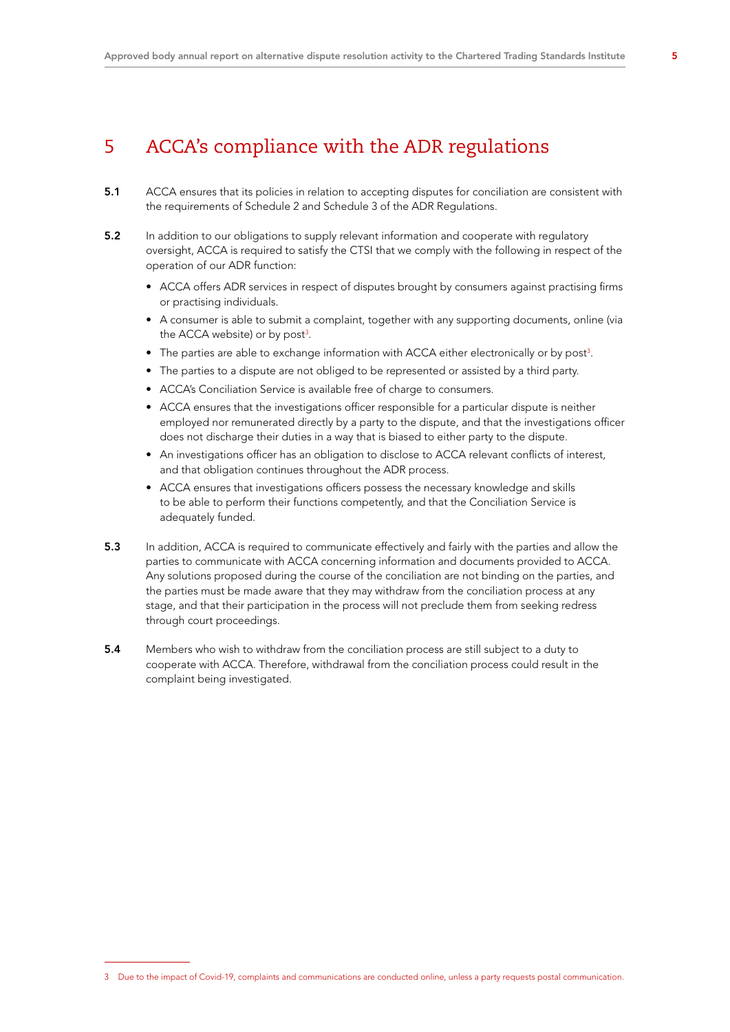# 5 ACCA's compliance with the ADR regulations

**5.1** ACCA ensures that its policies in relation to accepting disputes for conciliation are consistent with the requirements of Schedule 2 and Schedule 3 of the ADR Regulations.

**5.2** In addition to our obligations to supply relevant information and cooperate with regulatory oversight, ACCA is required to satisfy the CTSI that we comply with the following in respect of the operation of our ADR function:

- ACCA offers ADR services in respect of disputes brought by consumers against practising firms or practising individuals.
- A consumer is able to submit a complaint, together with any supporting documents, online (via the ACCA website) or by post[3].
- The parties are able to exchange information with ACCA either electronically or by post[3].
- The parties to a dispute are not obliged to be represented or assisted by a third party.
- ACCA's Conciliation Service is available free of charge to consumers.
- ACCA ensures that the investigations officer responsible for a particular dispute is neither employed nor remunerated directly by a party to the dispute, and that the investigations officer does not discharge their duties in a way that is biased to either party to the dispute.
- An investigations officer has an obligation to disclose to ACCA relevant conflicts of interest, and that obligation continues throughout the ADR process.
- ACCA ensures that investigations officers possess the necessary knowledge and skills to be able to perform their functions competently, and that the Conciliation Service is adequately funded.

**5.3** In addition, ACCA is required to communicate effectively and fairly with the parties and allow the parties to communicate with ACCA concerning information and documents provided to ACCA. Any solutions proposed during the course of the conciliation are not binding on the parties, and the parties must be made aware that they may withdraw from the conciliation process at any stage, and that their participation in the process will not preclude them from seeking redress through court proceedings.

**5.4** Members who wish to withdraw from the conciliation process are still subject to a duty to cooperate with ACCA. Therefore, withdrawal from the conciliation process could result in the complaint being investigated.

---

3 Due to the impact of Covid-19, complaints and communications are conducted online, unless a party requests postal communication.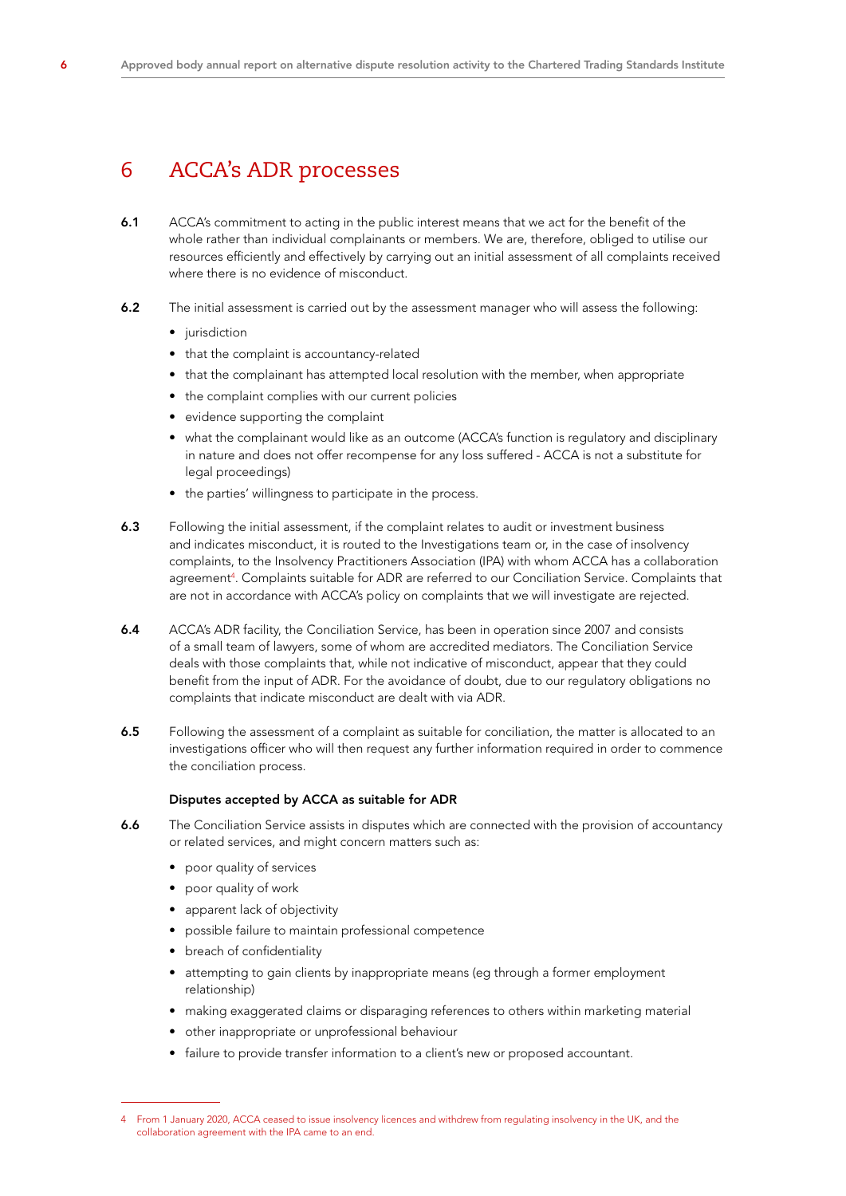## 6 ACCA's ADR processes

**6.1** ACCA's commitment to acting in the public interest means that we act for the benefit of the whole rather than individual complainants or members. We are, therefore, obliged to utilise our resources efficiently and effectively by carrying out an initial assessment of all complaints received where there is no evidence of misconduct.

**6.2** The initial assessment is carried out by the assessment manager who will assess the following:

- jurisdiction
- that the complaint is accountancy-related
- that the complainant has attempted local resolution with the member, when appropriate
- the complaint complies with our current policies
- evidence supporting the complaint
- what the complainant would like as an outcome (ACCA's function is regulatory and disciplinary in nature and does not offer recompense for any loss suffered - ACCA is not a substitute for legal proceedings)
- the parties' willingness to participate in the process.

**6.3** Following the initial assessment, if the complaint relates to audit or investment business and indicates misconduct, it is routed to the Investigations team or, in the case of insolvency complaints, to the Insolvency Practitioners Association (IPA) with whom ACCA has a collaboration agreement[4]. Complaints suitable for ADR are referred to our Conciliation Service. Complaints that are not in accordance with ACCA's policy on complaints that we will investigate are rejected.

**6.4** ACCA's ADR facility, the Conciliation Service, has been in operation since 2007 and consists of a small team of lawyers, some of whom are accredited mediators. The Conciliation Service deals with those complaints that, while not indicative of misconduct, appear that they could benefit from the input of ADR. For the avoidance of doubt, due to our regulatory obligations no complaints that indicate misconduct are dealt with via ADR.

**6.5** Following the assessment of a complaint as suitable for conciliation, the matter is allocated to an investigations officer who will then request any further information required in order to commence the conciliation process.

**Disputes accepted by ACCA as suitable for ADR**

**6.6** The Conciliation Service assists in disputes which are connected with the provision of accountancy or related services, and might concern matters such as:

- poor quality of services
- poor quality of work
- apparent lack of objectivity
- possible failure to maintain professional competence
- breach of confidentiality
- attempting to gain clients by inappropriate means (eg through a former employment relationship)
- making exaggerated claims or disparaging references to others within marketing material
- other inappropriate or unprofessional behaviour
- failure to provide transfer information to a client's new or proposed accountant.

---

4 From 1 January 2020, ACCA ceased to issue insolvency licences and withdrew from regulating insolvency in the UK, and the collaboration agreement with the IPA came to an end.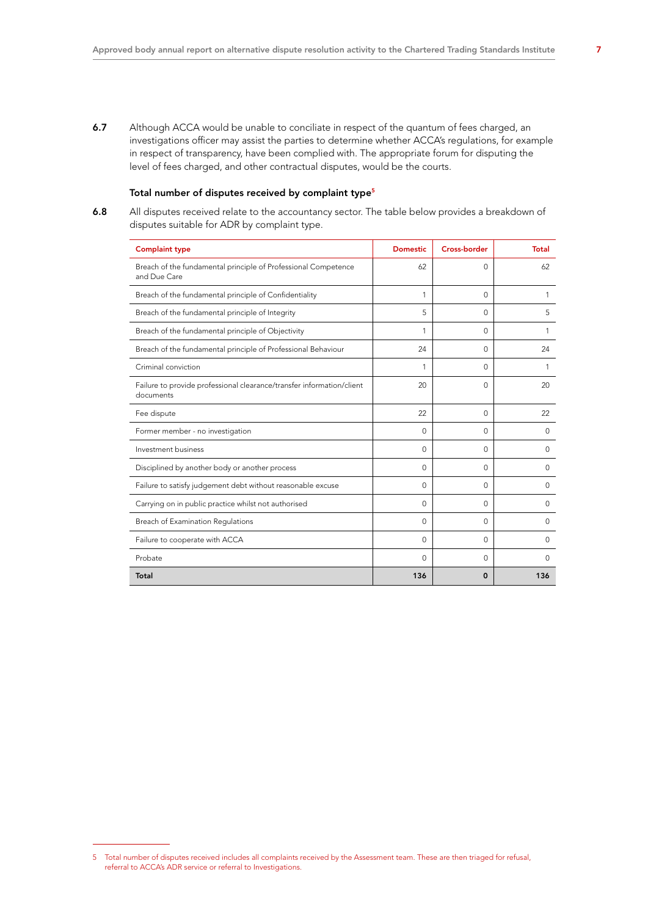6.7 Although ACCA would be unable to conciliate in respect of the quantum of fees charged, an investigations officer may assist the parties to determine whether ACCA's regulations, for example in respect of transparency, have been complied with. The appropriate forum for disputing the level of fees charged, and other contractual disputes, would be the courts.

### Total number of disputes received by complaint type[5]

6.8 All disputes received relate to the accountancy sector. The table below provides a breakdown of disputes suitable for ADR by complaint type.

| Complaint type | Domestic | Cross-border | Total |
|---|---|---|---|
| Breach of the fundamental principle of Professional Competence and Due Care | 62 | 0 | 62 |
| Breach of the fundamental principle of Confidentiality | 1 | 0 | 1 |
| Breach of the fundamental principle of Integrity | 5 | 0 | 5 |
| Breach of the fundamental principle of Objectivity | 1 | 0 | 1 |
| Breach of the fundamental principle of Professional Behaviour | 24 | 0 | 24 |
| Criminal conviction | 1 | 0 | 1 |
| Failure to provide professional clearance/transfer information/client documents | 20 | 0 | 20 |
| Fee dispute | 22 | 0 | 22 |
| Former member - no investigation | 0 | 0 | 0 |
| Investment business | 0 | 0 | 0 |
| Disciplined by another body or another process | 0 | 0 | 0 |
| Failure to satisfy judgement debt without reasonable excuse | 0 | 0 | 0 |
| Carrying on in public practice whilst not authorised | 0 | 0 | 0 |
| Breach of Examination Regulations | 0 | 0 | 0 |
| Failure to cooperate with ACCA | 0 | 0 | 0 |
| Probate | 0 | 0 | 0 |
| **Total** | **136** | **0** | **136** |

5 Total number of disputes received includes all complaints received by the Assessment team. These are then triaged for refusal, referral to ACCA's ADR service or referral to Investigations.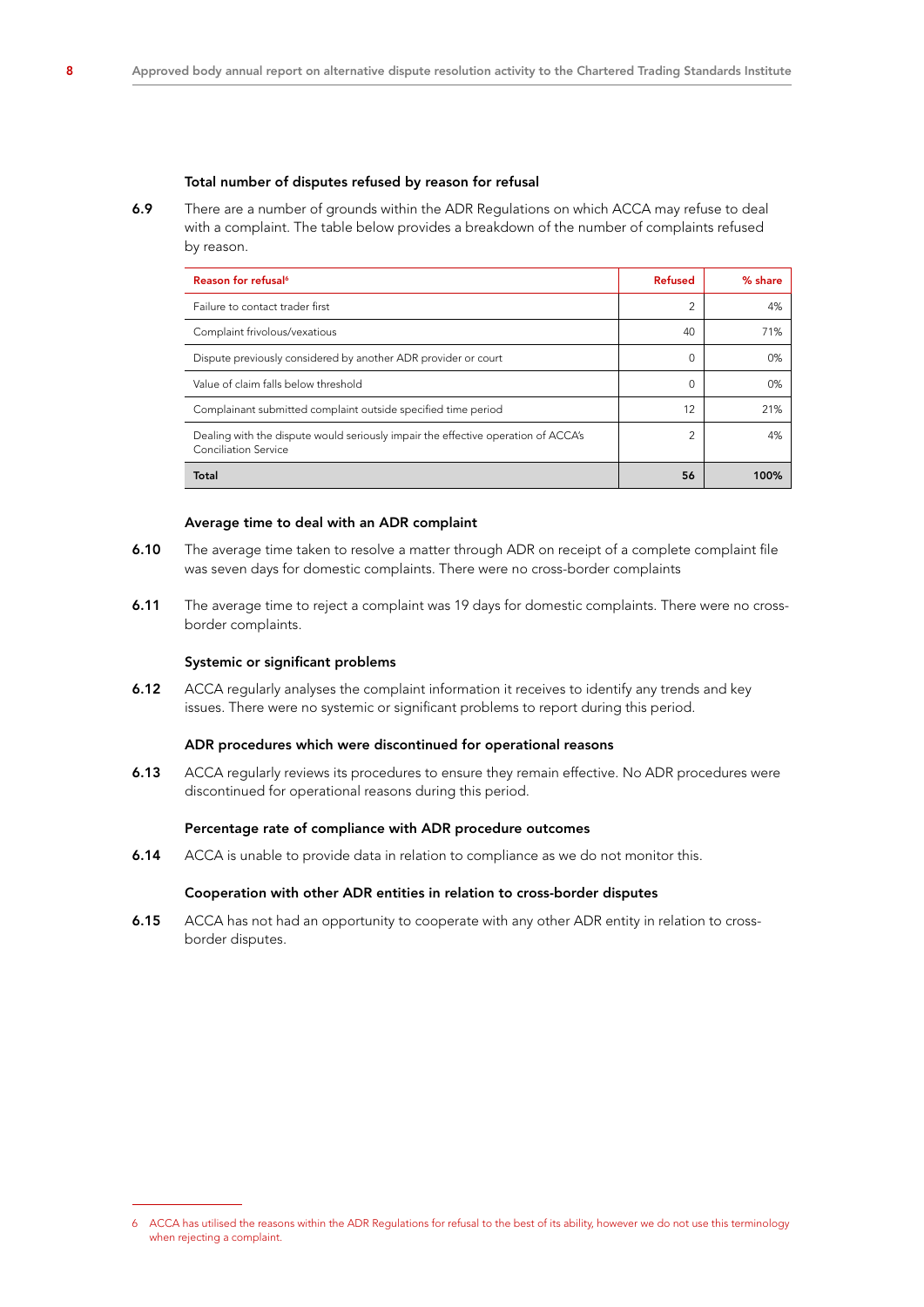### Total number of disputes refused by reason for refusal

**6.9** There are a number of grounds within the ADR Regulations on which ACCA may refuse to deal with a complaint. The table below provides a breakdown of the number of complaints refused by reason.

| Reason for refusal[6] | Refused | % share |
|---|---|---|
| Failure to contact trader first | 2 | 4% |
| Complaint frivolous/vexatious | 40 | 71% |
| Dispute previously considered by another ADR provider or court | 0 | 0% |
| Value of claim falls below threshold | 0 | 0% |
| Complainant submitted complaint outside specified time period | 12 | 21% |
| Dealing with the dispute would seriously impair the effective operation of ACCA's Conciliation Service | 2 | 4% |
| **Total** | **56** | **100%** |

### Average time to deal with an ADR complaint

**6.10** The average time taken to resolve a matter through ADR on receipt of a complete complaint file was seven days for domestic complaints. There were no cross-border complaints

**6.11** The average time to reject a complaint was 19 days for domestic complaints. There were no cross-border complaints.

### Systemic or significant problems

**6.12** ACCA regularly analyses the complaint information it receives to identify any trends and key issues. There were no systemic or significant problems to report during this period.

### ADR procedures which were discontinued for operational reasons

**6.13** ACCA regularly reviews its procedures to ensure they remain effective. No ADR procedures were discontinued for operational reasons during this period.

### Percentage rate of compliance with ADR procedure outcomes

**6.14** ACCA is unable to provide data in relation to compliance as we do not monitor this.

### Cooperation with other ADR entities in relation to cross-border disputes

**6.15** ACCA has not had an opportunity to cooperate with any other ADR entity in relation to cross-border disputes.

---

6 ACCA has utilised the reasons within the ADR Regulations for refusal to the best of its ability, however we do not use this terminology when rejecting a complaint.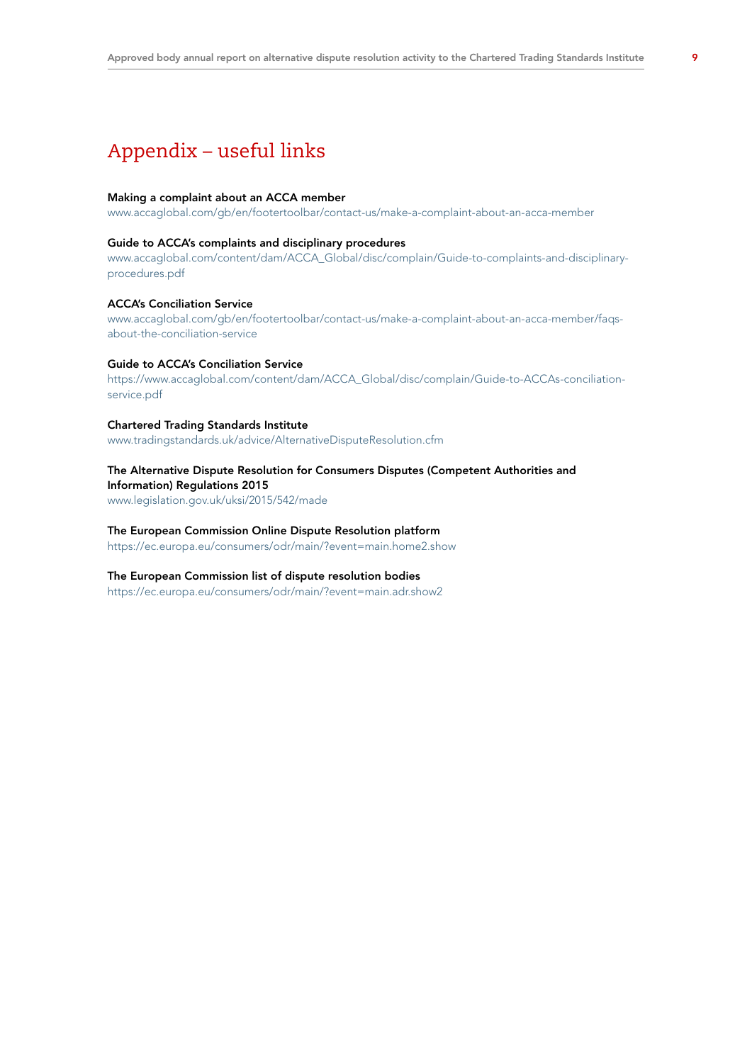# Appendix – useful links

**Making a complaint about an ACCA member**
www.accaglobal.com/gb/en/footertoolbar/contact-us/make-a-complaint-about-an-acca-member

**Guide to ACCA's complaints and disciplinary procedures**
www.accaglobal.com/content/dam/ACCA_Global/disc/complain/Guide-to-complaints-and-disciplinary-procedures.pdf

**ACCA's Conciliation Service**
www.accaglobal.com/gb/en/footertoolbar/contact-us/make-a-complaint-about-an-acca-member/faqs-about-the-conciliation-service

**Guide to ACCA's Conciliation Service**
https://www.accaglobal.com/content/dam/ACCA_Global/disc/complain/Guide-to-ACCAs-conciliation-service.pdf

**Chartered Trading Standards Institute**
www.tradingstandards.uk/advice/AlternativeDisputeResolution.cfm

**The Alternative Dispute Resolution for Consumers Disputes (Competent Authorities and Information) Regulations 2015**
www.legislation.gov.uk/uksi/2015/542/made

**The European Commission Online Dispute Resolution platform**
https://ec.europa.eu/consumers/odr/main/?event=main.home2.show

**The European Commission list of dispute resolution bodies**
https://ec.europa.eu/consumers/odr/main/?event=main.adr.show2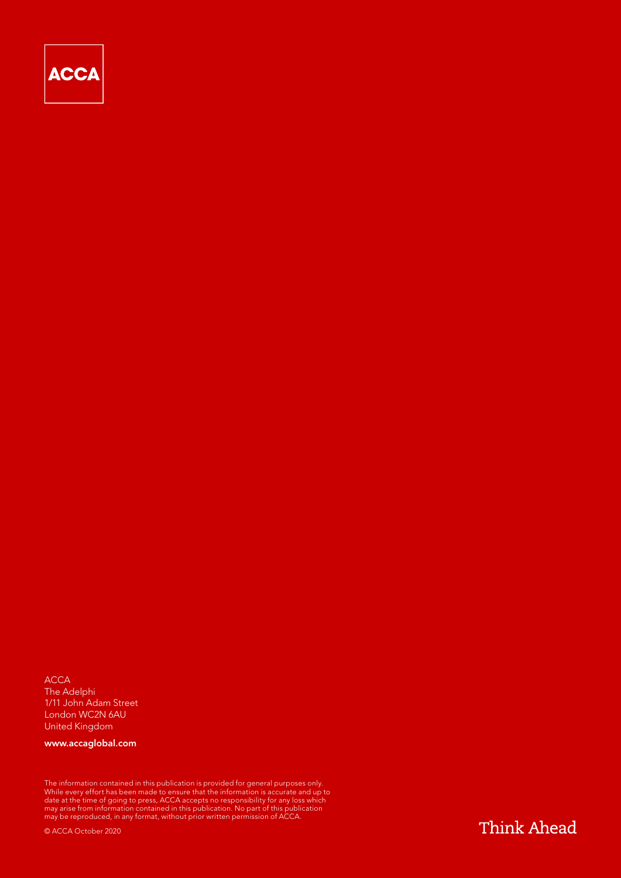ACCA

ACCA
The Adelphi
1/11 John Adam Street
London WC2N 6AU
United Kingdom

**www.accaglobal.com**

The information contained in this publication is provided for general purposes only. While every effort has been made to ensure that the information is accurate and up to date at the time of going to press, ACCA accepts no responsibility for any loss which may arise from information contained in this publication. No part of this publication may be reproduced, in any format, without prior written permission of ACCA.

© ACCA October 2020

Think Ahead